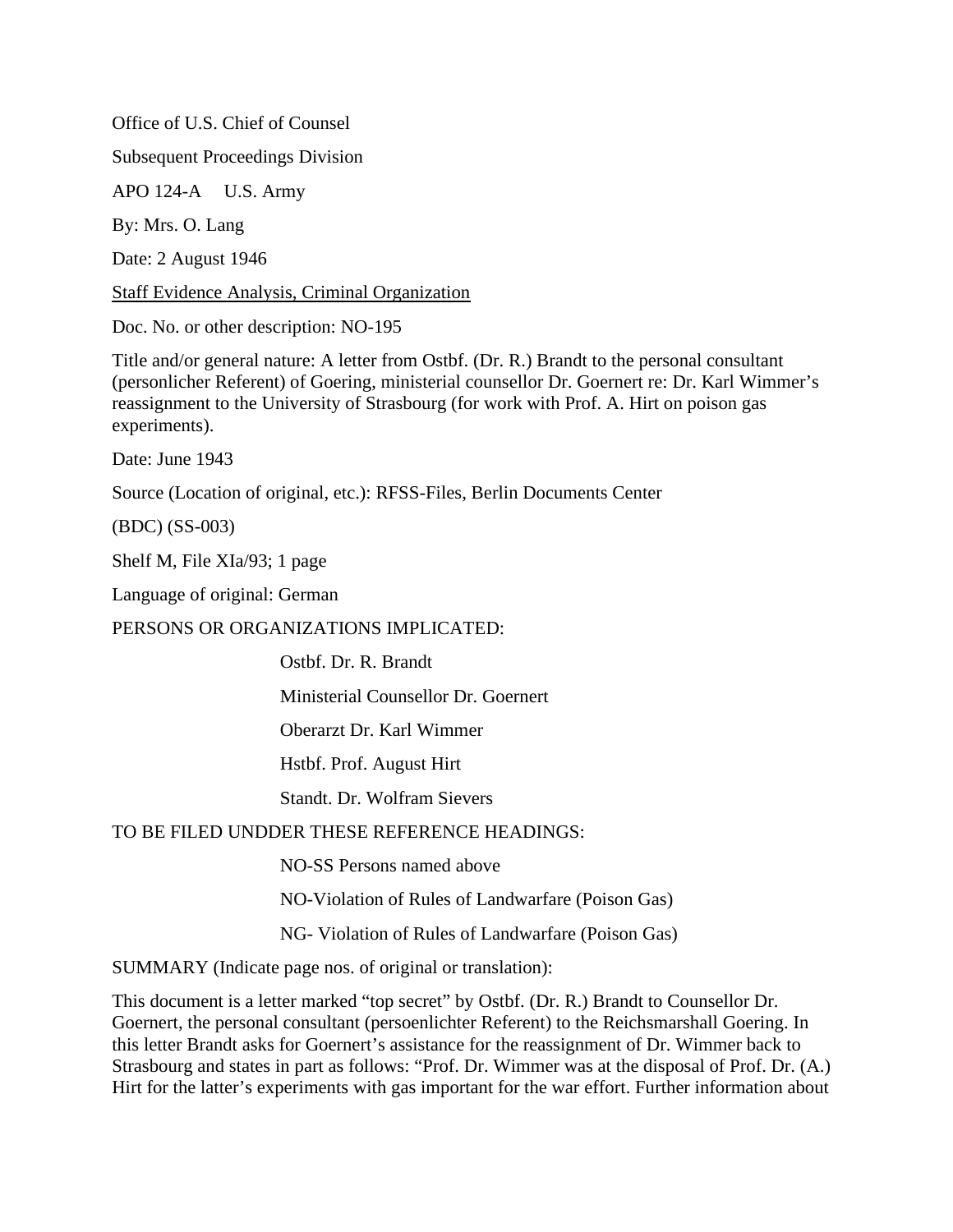Office of U.S. Chief of Counsel

Subsequent Proceedings Division

APO 124-A U.S. Army

By: Mrs. O. Lang

Date: 2 August 1946

Staff Evidence Analysis, Criminal Organization

Doc. No. or other description: NO-195

Title and/or general nature: A letter from Ostbf. (Dr. R.) Brandt to the personal consultant (personlicher Referent) of Goering, ministerial counsellor Dr. Goernert re: Dr. Karl Wimmer's reassignment to the University of Strasbourg (for work with Prof. A. Hirt on poison gas experiments).

Date: June 1943

Source (Location of original, etc.): RFSS-Files, Berlin Documents Center

(BDC) (SS-003)

Shelf M, File XIa/93; 1 page

Language of original: German

PERSONS OR ORGANIZATIONS IMPLICATED:

- Ostbf. Dr. R. Brandt
- Ministerial Counsellor Dr. Goernert
- Oberarzt Dr. Karl Wimmer
- Hstbf. Prof. August Hirt
- Standt. Dr. Wolfram Sievers

TO BE FILED UNDDER THESE REFERENCE HEADINGS:

- NO-SS Persons named above
- NO-Violation of Rules of Landwarfare (Poison Gas)
- NG- Violation of Rules of Landwarfare (Poison Gas)

SUMMARY (Indicate page nos. of original or translation):

This document is a letter marked "top secret" by Ostbf. (Dr. R.) Brandt to Counsellor Dr. Goernert, the personal consultant (persoenlichter Referent) to the Reichsmarshall Goering. In this letter Brandt asks for Goernert's assistance for the reassignment of Dr. Wimmer back to Strasbourg and states in part as follows: "Prof. Dr. Wimmer was at the disposal of Prof. Dr. (A.) Hirt for the latter's experiments with gas important for the war effort. Further information about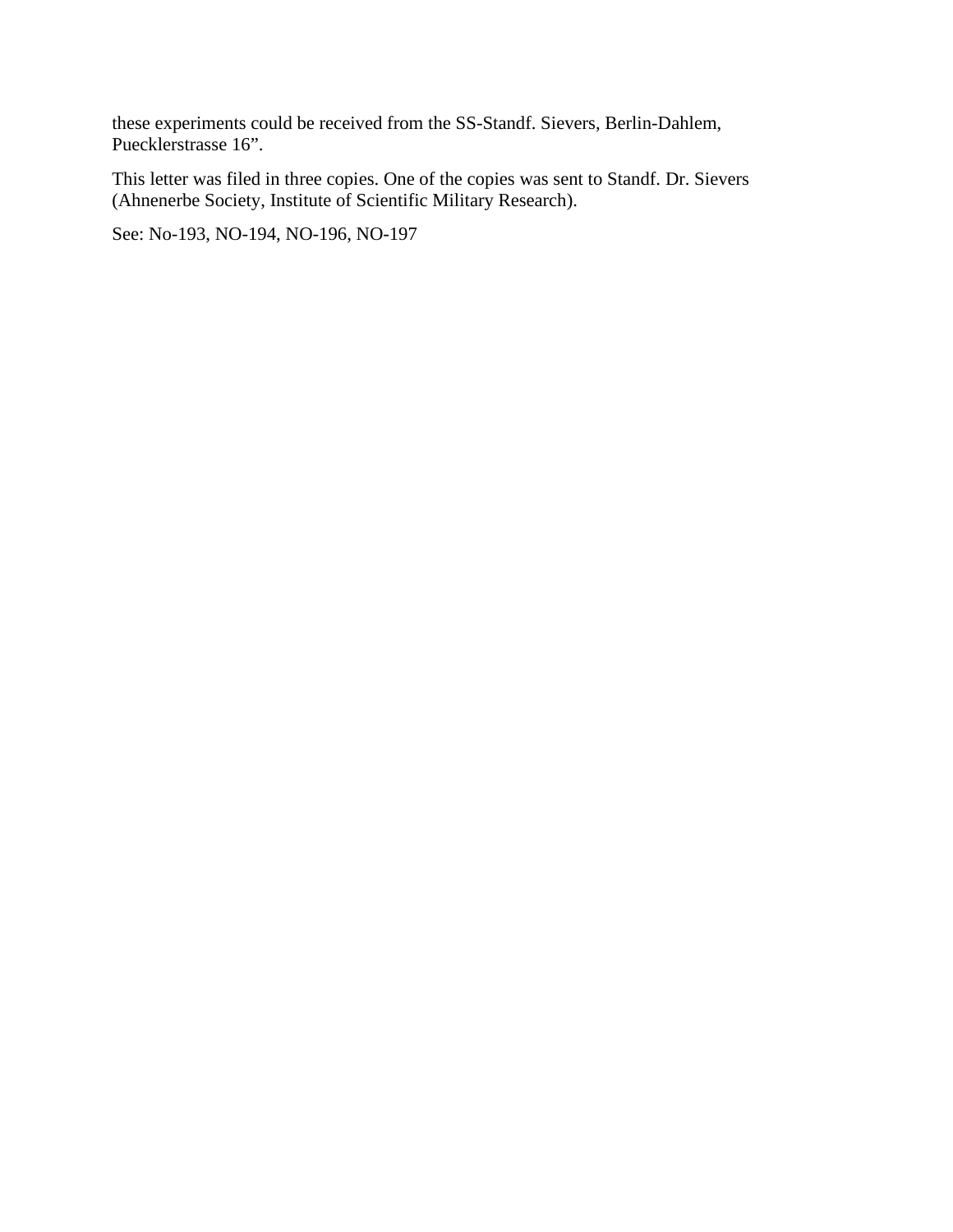these experiments could be received from the SS-Standf. Sievers, Berlin-Dahlem, Puecklerstrasse 16".

This letter was filed in three copies. One of the copies was sent to Standf. Dr. Sievers (Ahnenerbe Society, Institute of Scientific Military Research).

See: No-193, NO-194, NO-196, NO-197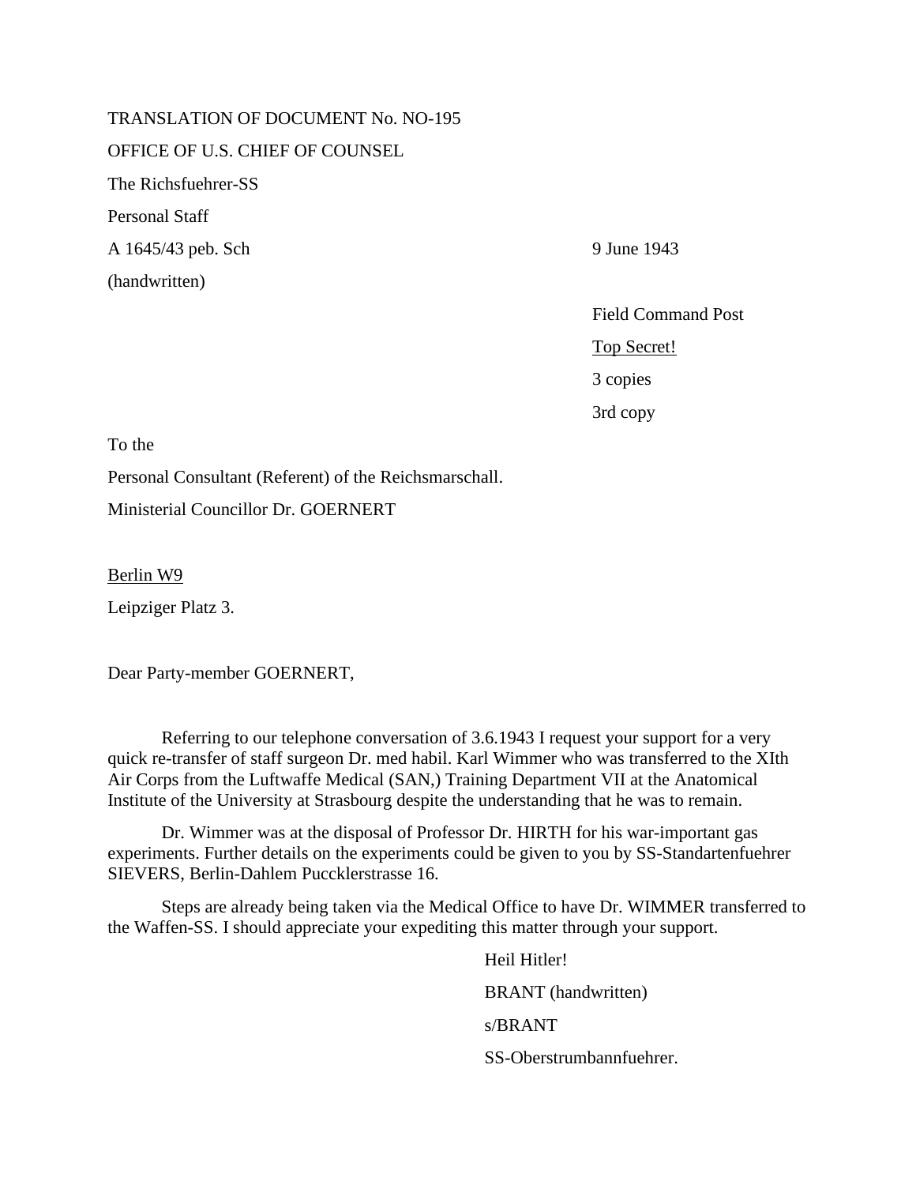TRANSLATION OF DOCUMENT No. NO-195

OFFICE OF U.S. CHIEF OF COUNSEL

The Richsfuehrer-SS

Personal Staff

A 1645/43 peb. Sch

(handwritten)

9 June 1943

Field Command Post

Top Secret!

3 copies

3rd copy

To the

Personal Consultant (Referent) of the Reichsmarschall.

Ministerial Councillor Dr. GOERNERT

Berlin W9

Leipziger Platz 3.

Dear Party-member GOERNERT,

Referring to our telephone conversation of 3.6.1943 I request your support for a very quick re-transfer of staff surgeon Dr. med habil. Karl Wimmer who was transferred to the XIth Air Corps from the Luftwaffe Medical (SAN,) Training Department VII at the Anatomical Institute of the University at Strasbourg despite the understanding that he was to remain.

Dr. Wimmer was at the disposal of Professor Dr. HIRTH for his war-important gas experiments. Further details on the experiments could be given to you by SS-Standartenfuehrer SIEVERS, Berlin-Dahlem Puccklerstrasse 16.

Steps are already being taken via the Medical Office to have Dr. WIMMER transferred to the Waffen-SS. I should appreciate your expediting this matter through your support.

Heil Hitler!

BRANT (handwritten)

s/BRANT

SS-Oberstrumbannfuehrer.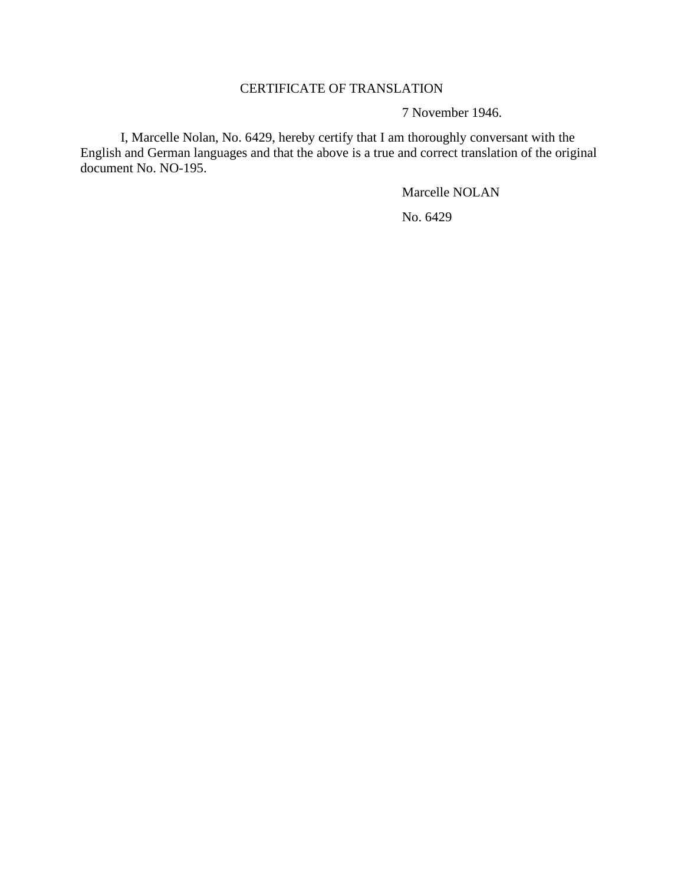# CERTIFICATE OF TRANSLATION

7 November 1946.

I, Marcelle Nolan, No. 6429, hereby certify that I am thoroughly conversant with the English and German languages and that the above is a true and correct translation of the original document No. NO-195.

Marcelle NOLAN

No. 6429